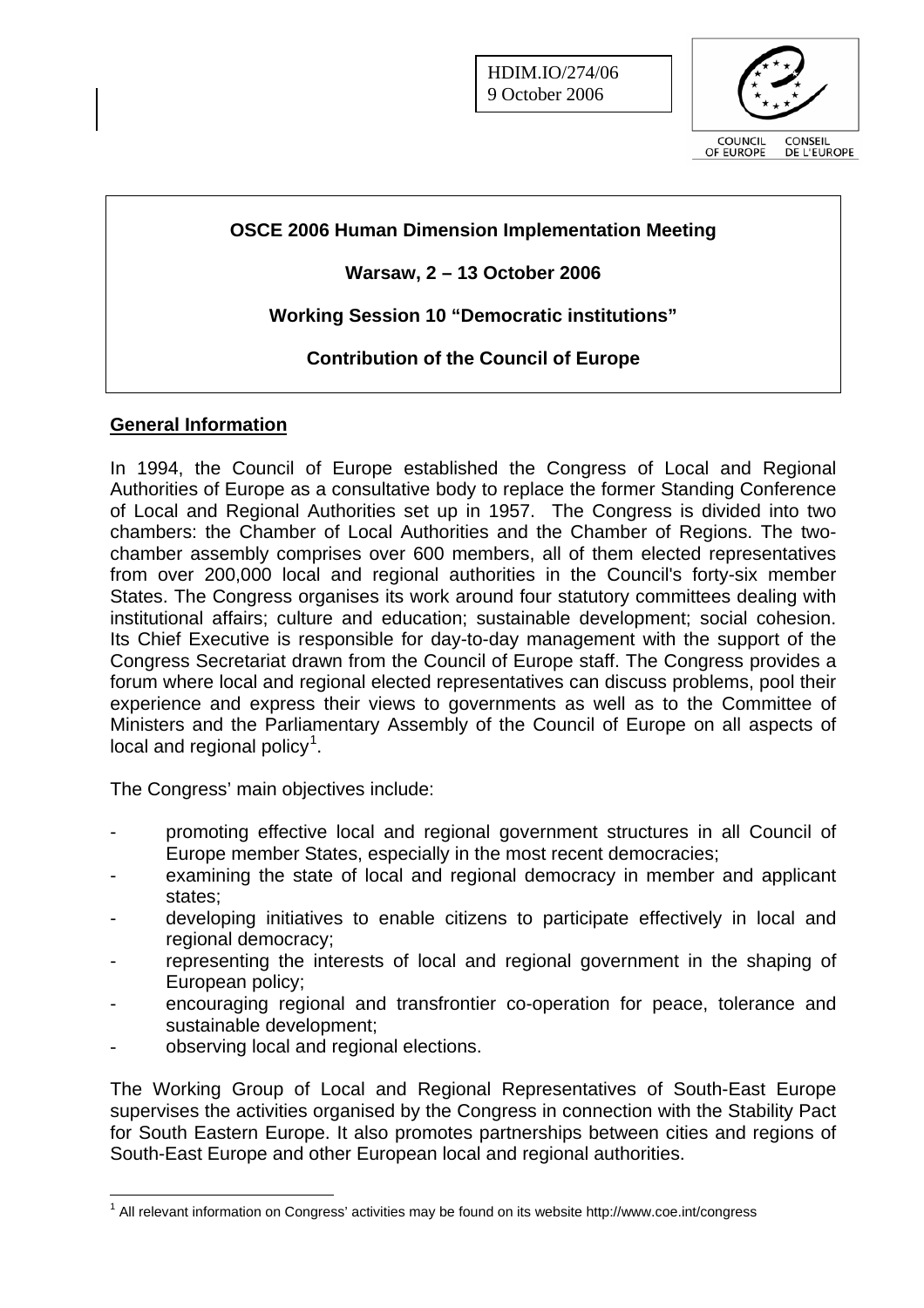HDIM.IO/274/06
9 October 2006

COUNCIL OF EUROPE CONSEIL DE L'EUROPE

**OSCE 2006 Human Dimension Implementation Meeting**

**Warsaw, 2 – 13 October 2006**

**Working Session 10 "Democratic institutions"**

**Contribution of the Council of Europe**

## General Information

In 1994, the Council of Europe established the Congress of Local and Regional Authorities of Europe as a consultative body to replace the former Standing Conference of Local and Regional Authorities set up in 1957. The Congress is divided into two chambers: the Chamber of Local Authorities and the Chamber of Regions. The two-chamber assembly comprises over 600 members, all of them elected representatives from over 200,000 local and regional authorities in the Council's forty-six member States. The Congress organises its work around four statutory committees dealing with institutional affairs; culture and education; sustainable development; social cohesion. Its Chief Executive is responsible for day-to-day management with the support of the Congress Secretariat drawn from the Council of Europe staff. The Congress provides a forum where local and regional elected representatives can discuss problems, pool their experience and express their views to governments as well as to the Committee of Ministers and the Parliamentary Assembly of the Council of Europe on all aspects of local and regional policy[1].

The Congress' main objectives include:

- promoting effective local and regional government structures in all Council of Europe member States, especially in the most recent democracies;
- examining the state of local and regional democracy in member and applicant states;
- developing initiatives to enable citizens to participate effectively in local and regional democracy;
- representing the interests of local and regional government in the shaping of European policy;
- encouraging regional and transfrontier co-operation for peace, tolerance and sustainable development;
- observing local and regional elections.

The Working Group of Local and Regional Representatives of South-East Europe supervises the activities organised by the Congress in connection with the Stability Pact for South Eastern Europe. It also promotes partnerships between cities and regions of South-East Europe and other European local and regional authorities.

---

[1] All relevant information on Congress' activities may be found on its website http://www.coe.int/congress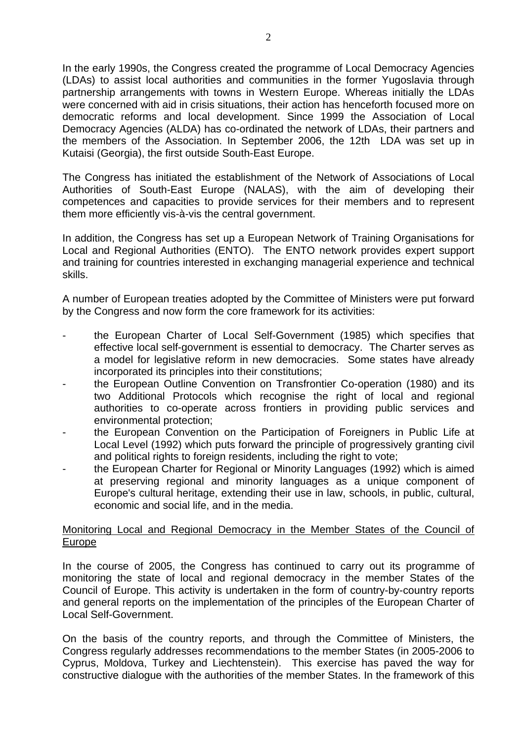In the early 1990s, the Congress created the programme of Local Democracy Agencies (LDAs) to assist local authorities and communities in the former Yugoslavia through partnership arrangements with towns in Western Europe. Whereas initially the LDAs were concerned with aid in crisis situations, their action has henceforth focused more on democratic reforms and local development. Since 1999 the Association of Local Democracy Agencies (ALDA) has co-ordinated the network of LDAs, their partners and the members of the Association. In September 2006, the 12th LDA was set up in Kutaisi (Georgia), the first outside South-East Europe.

The Congress has initiated the establishment of the Network of Associations of Local Authorities of South-East Europe (NALAS), with the aim of developing their competences and capacities to provide services for their members and to represent them more efficiently vis-à-vis the central government.

In addition, the Congress has set up a European Network of Training Organisations for Local and Regional Authorities (ENTO). The ENTO network provides expert support and training for countries interested in exchanging managerial experience and technical skills.

A number of European treaties adopted by the Committee of Ministers were put forward by the Congress and now form the core framework for its activities:

- the European Charter of Local Self-Government (1985) which specifies that effective local self-government is essential to democracy. The Charter serves as a model for legislative reform in new democracies. Some states have already incorporated its principles into their constitutions;
- the European Outline Convention on Transfrontier Co-operation (1980) and its two Additional Protocols which recognise the right of local and regional authorities to co-operate across frontiers in providing public services and environmental protection;
- the European Convention on the Participation of Foreigners in Public Life at Local Level (1992) which puts forward the principle of progressively granting civil and political rights to foreign residents, including the right to vote;
- the European Charter for Regional or Minority Languages (1992) which is aimed at preserving regional and minority languages as a unique component of Europe's cultural heritage, extending their use in law, schools, in public, cultural, economic and social life, and in the media.

Monitoring Local and Regional Democracy in the Member States of the Council of Europe

In the course of 2005, the Congress has continued to carry out its programme of monitoring the state of local and regional democracy in the member States of the Council of Europe. This activity is undertaken in the form of country-by-country reports and general reports on the implementation of the principles of the European Charter of Local Self-Government.

On the basis of the country reports, and through the Committee of Ministers, the Congress regularly addresses recommendations to the member States (in 2005-2006 to Cyprus, Moldova, Turkey and Liechtenstein). This exercise has paved the way for constructive dialogue with the authorities of the member States. In the framework of this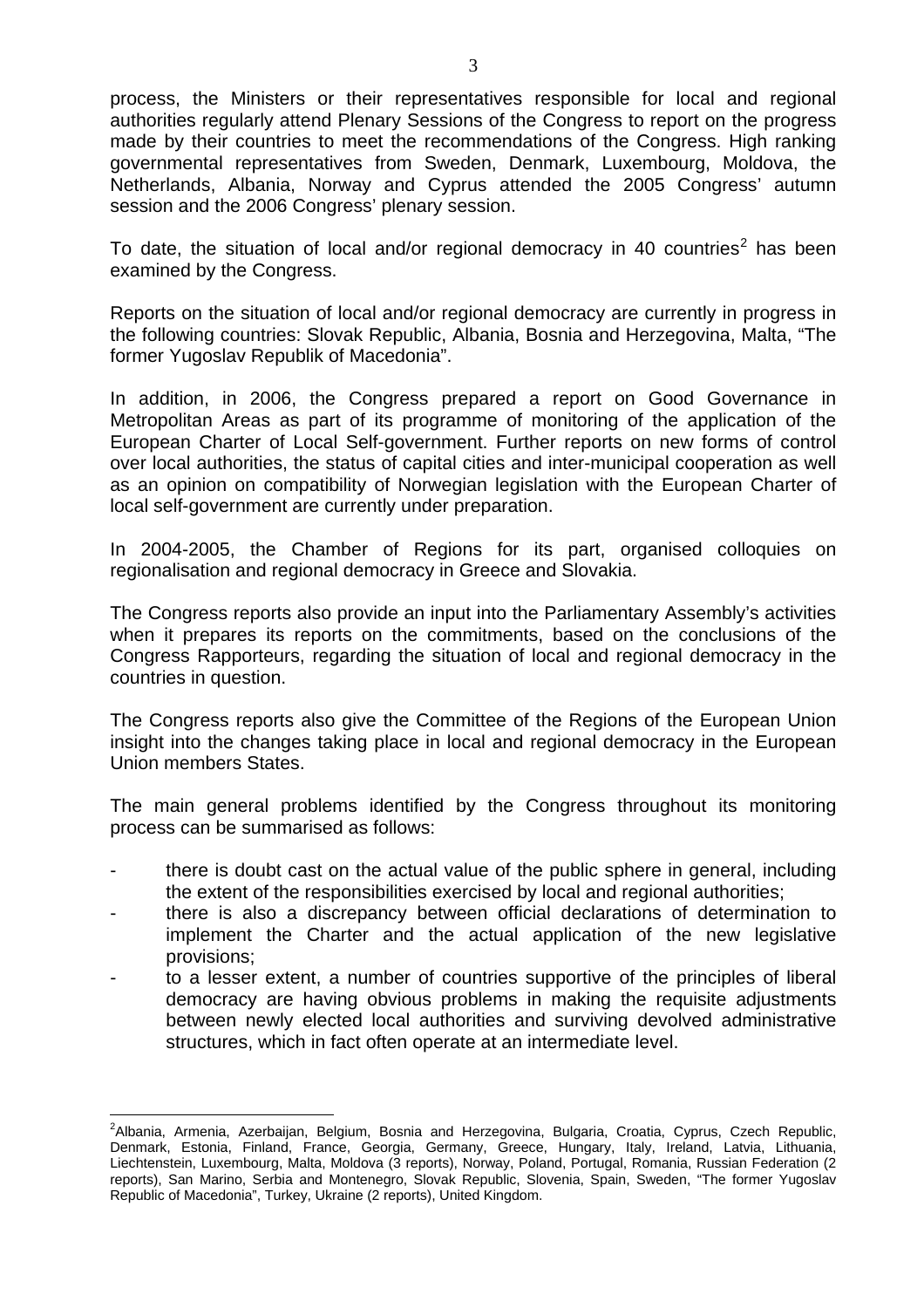process, the Ministers or their representatives responsible for local and regional authorities regularly attend Plenary Sessions of the Congress to report on the progress made by their countries to meet the recommendations of the Congress. High ranking governmental representatives from Sweden, Denmark, Luxembourg, Moldova, the Netherlands, Albania, Norway and Cyprus attended the 2005 Congress' autumn session and the 2006 Congress' plenary session.

To date, the situation of local and/or regional democracy in 40 countries[2] has been examined by the Congress.

Reports on the situation of local and/or regional democracy are currently in progress in the following countries: Slovak Republic, Albania, Bosnia and Herzegovina, Malta, "The former Yugoslav Republik of Macedonia".

In addition, in 2006, the Congress prepared a report on Good Governance in Metropolitan Areas as part of its programme of monitoring of the application of the European Charter of Local Self-government. Further reports on new forms of control over local authorities, the status of capital cities and inter-municipal cooperation as well as an opinion on compatibility of Norwegian legislation with the European Charter of local self-government are currently under preparation.

In 2004-2005, the Chamber of Regions for its part, organised colloquies on regionalisation and regional democracy in Greece and Slovakia.

The Congress reports also provide an input into the Parliamentary Assembly's activities when it prepares its reports on the commitments, based on the conclusions of the Congress Rapporteurs, regarding the situation of local and regional democracy in the countries in question.

The Congress reports also give the Committee of the Regions of the European Union insight into the changes taking place in local and regional democracy in the European Union members States.

The main general problems identified by the Congress throughout its monitoring process can be summarised as follows:

- there is doubt cast on the actual value of the public sphere in general, including the extent of the responsibilities exercised by local and regional authorities;
- there is also a discrepancy between official declarations of determination to implement the Charter and the actual application of the new legislative provisions;
- to a lesser extent, a number of countries supportive of the principles of liberal democracy are having obvious problems in making the requisite adjustments between newly elected local authorities and surviving devolved administrative structures, which in fact often operate at an intermediate level.

---

[2] Albania, Armenia, Azerbaijan, Belgium, Bosnia and Herzegovina, Bulgaria, Croatia, Cyprus, Czech Republic, Denmark, Estonia, Finland, France, Georgia, Germany, Greece, Hungary, Italy, Ireland, Latvia, Lithuania, Liechtenstein, Luxembourg, Malta, Moldova (3 reports), Norway, Poland, Portugal, Romania, Russian Federation (2 reports), San Marino, Serbia and Montenegro, Slovak Republic, Slovenia, Spain, Sweden, "The former Yugoslav Republic of Macedonia", Turkey, Ukraine (2 reports), United Kingdom.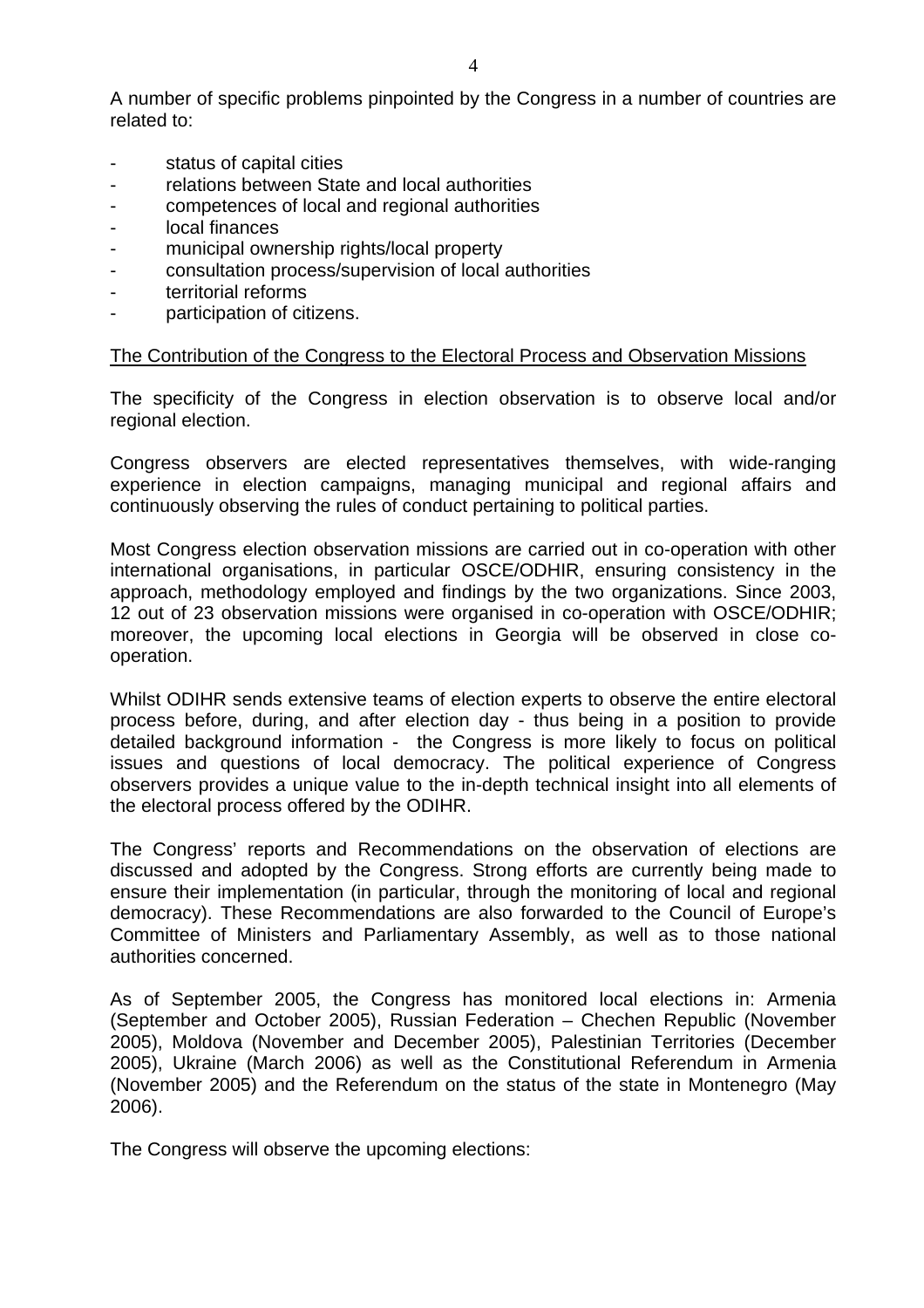A number of specific problems pinpointed by the Congress in a number of countries are related to:

- status of capital cities
- relations between State and local authorities
- competences of local and regional authorities
- local finances
- municipal ownership rights/local property
- consultation process/supervision of local authorities
- territorial reforms
- participation of citizens.

<u>The Contribution of the Congress to the Electoral Process and Observation Missions</u>

The specificity of the Congress in election observation is to observe local and/or regional election.

Congress observers are elected representatives themselves, with wide-ranging experience in election campaigns, managing municipal and regional affairs and continuously observing the rules of conduct pertaining to political parties.

Most Congress election observation missions are carried out in co-operation with other international organisations, in particular OSCE/ODHIR, ensuring consistency in the approach, methodology employed and findings by the two organizations. Since 2003, 12 out of 23 observation missions were organised in co-operation with OSCE/ODHIR; moreover, the upcoming local elections in Georgia will be observed in close co-operation.

Whilst ODIHR sends extensive teams of election experts to observe the entire electoral process before, during, and after election day - thus being in a position to provide detailed background information - the Congress is more likely to focus on political issues and questions of local democracy. The political experience of Congress observers provides a unique value to the in-depth technical insight into all elements of the electoral process offered by the ODIHR.

The Congress' reports and Recommendations on the observation of elections are discussed and adopted by the Congress. Strong efforts are currently being made to ensure their implementation (in particular, through the monitoring of local and regional democracy). These Recommendations are also forwarded to the Council of Europe's Committee of Ministers and Parliamentary Assembly, as well as to those national authorities concerned.

As of September 2005, the Congress has monitored local elections in: Armenia (September and October 2005), Russian Federation – Chechen Republic (November 2005), Moldova (November and December 2005), Palestinian Territories (December 2005), Ukraine (March 2006) as well as the Constitutional Referendum in Armenia (November 2005) and the Referendum on the status of the state in Montenegro (May 2006).

The Congress will observe the upcoming elections: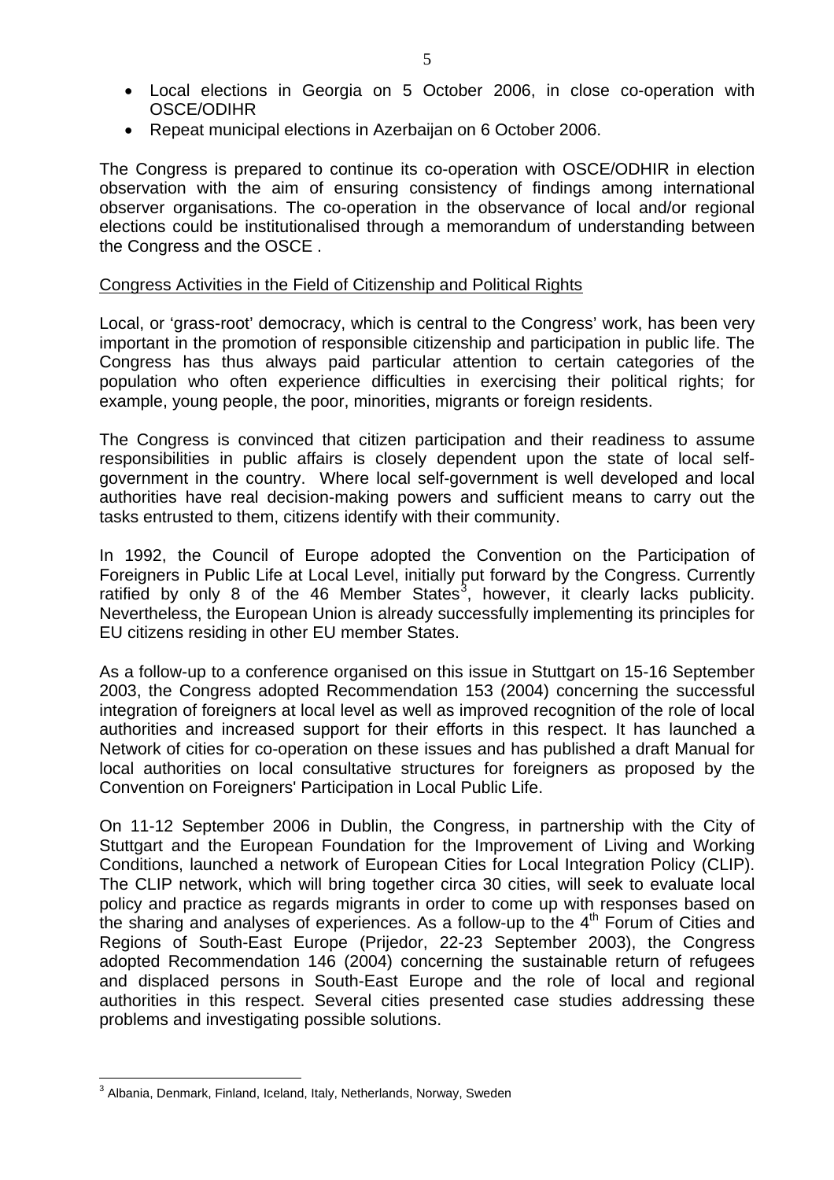- Local elections in Georgia on 5 October 2006, in close co-operation with OSCE/ODIHR
- Repeat municipal elections in Azerbaijan on 6 October 2006.

The Congress is prepared to continue its co-operation with OSCE/ODHIR in election observation with the aim of ensuring consistency of findings among international observer organisations. The co-operation in the observance of local and/or regional elections could be institutionalised through a memorandum of understanding between the Congress and the OSCE .

Congress Activities in the Field of Citizenship and Political Rights

Local, or 'grass-root' democracy, which is central to the Congress' work, has been very important in the promotion of responsible citizenship and participation in public life. The Congress has thus always paid particular attention to certain categories of the population who often experience difficulties in exercising their political rights; for example, young people, the poor, minorities, migrants or foreign residents.

The Congress is convinced that citizen participation and their readiness to assume responsibilities in public affairs is closely dependent upon the state of local self-government in the country. Where local self-government is well developed and local authorities have real decision-making powers and sufficient means to carry out the tasks entrusted to them, citizens identify with their community.

In 1992, the Council of Europe adopted the Convention on the Participation of Foreigners in Public Life at Local Level, initially put forward by the Congress. Currently ratified by only 8 of the 46 Member States[3], however, it clearly lacks publicity. Nevertheless, the European Union is already successfully implementing its principles for EU citizens residing in other EU member States.

As a follow-up to a conference organised on this issue in Stuttgart on 15-16 September 2003, the Congress adopted Recommendation 153 (2004) concerning the successful integration of foreigners at local level as well as improved recognition of the role of local authorities and increased support for their efforts in this respect. It has launched a Network of cities for co-operation on these issues and has published a draft Manual for local authorities on local consultative structures for foreigners as proposed by the Convention on Foreigners' Participation in Local Public Life.

On 11-12 September 2006 in Dublin, the Congress, in partnership with the City of Stuttgart and the European Foundation for the Improvement of Living and Working Conditions, launched a network of European Cities for Local Integration Policy (CLIP). The CLIP network, which will bring together circa 30 cities, will seek to evaluate local policy and practice as regards migrants in order to come up with responses based on the sharing and analyses of experiences. As a follow-up to the 4th Forum of Cities and Regions of South-East Europe (Prijedor, 22-23 September 2003), the Congress adopted Recommendation 146 (2004) concerning the sustainable return of refugees and displaced persons in South-East Europe and the role of local and regional authorities in this respect. Several cities presented case studies addressing these problems and investigating possible solutions.

---

[3] Albania, Denmark, Finland, Iceland, Italy, Netherlands, Norway, Sweden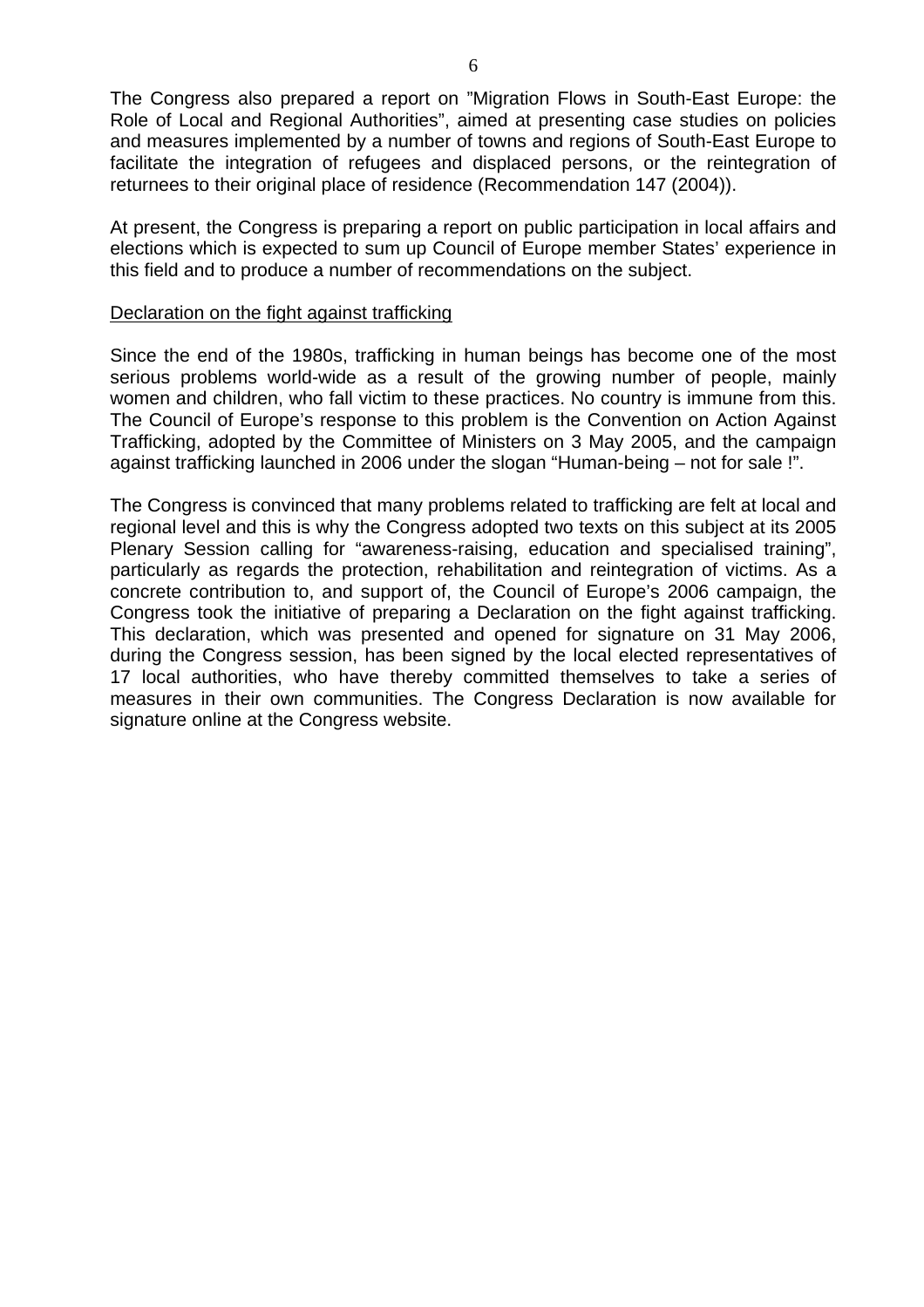The Congress also prepared a report on ”Migration Flows in South-East Europe: the Role of Local and Regional Authorities", aimed at presenting case studies on policies and measures implemented by a number of towns and regions of South-East Europe to facilitate the integration of refugees and displaced persons, or the reintegration of returnees to their original place of residence (Recommendation 147 (2004)).

At present, the Congress is preparing a report on public participation in local affairs and elections which is expected to sum up Council of Europe member States' experience in this field and to produce a number of recommendations on the subject.

<u>Declaration on the fight against trafficking</u>

Since the end of the 1980s, trafficking in human beings has become one of the most serious problems world-wide as a result of the growing number of people, mainly women and children, who fall victim to these practices. No country is immune from this. The Council of Europe's response to this problem is the Convention on Action Against Trafficking, adopted by the Committee of Ministers on 3 May 2005, and the campaign against trafficking launched in 2006 under the slogan "Human-being – not for sale !".

The Congress is convinced that many problems related to trafficking are felt at local and regional level and this is why the Congress adopted two texts on this subject at its 2005 Plenary Session calling for "awareness-raising, education and specialised training", particularly as regards the protection, rehabilitation and reintegration of victims. As a concrete contribution to, and support of, the Council of Europe's 2006 campaign, the Congress took the initiative of preparing a Declaration on the fight against trafficking. This declaration, which was presented and opened for signature on 31 May 2006, during the Congress session, has been signed by the local elected representatives of 17 local authorities, who have thereby committed themselves to take a series of measures in their own communities. The Congress Declaration is now available for signature online at the Congress website.